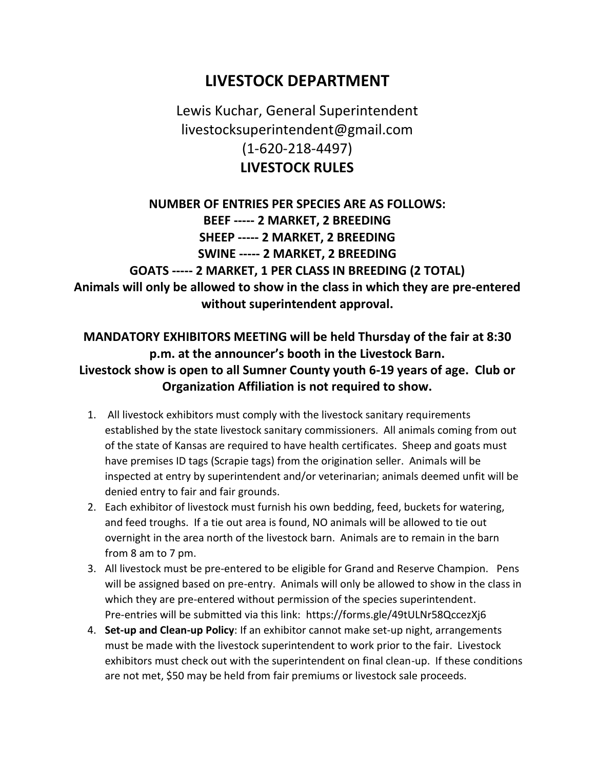# LIVESTOCK DEPARTMENT

Lewis Kuchar, General Superintendent
livestocksuperintendent@gmail.com
(1-620-218-4497)

## LIVESTOCK RULES

**NUMBER OF ENTRIES PER SPECIES ARE AS FOLLOWS:**
**BEEF ----- 2 MARKET, 2 BREEDING**
**SHEEP ----- 2 MARKET, 2 BREEDING**
**SWINE ----- 2 MARKET, 2 BREEDING**
**GOATS ----- 2 MARKET, 1 PER CLASS IN BREEDING (2 TOTAL)**
**Animals will only be allowed to show in the class in which they are pre-entered without superintendent approval.**

**MANDATORY EXHIBITORS MEETING will be held Thursday of the fair at 8:30 p.m. at the announcer's booth in the Livestock Barn.**
**Livestock show is open to all Sumner County youth 6-19 years of age. Club or Organization Affiliation is not required to show.**

1. All livestock exhibitors must comply with the livestock sanitary requirements established by the state livestock sanitary commissioners. All animals coming from out of the state of Kansas are required to have health certificates. Sheep and goats must have premises ID tags (Scrapie tags) from the origination seller. Animals will be inspected at entry by superintendent and/or veterinarian; animals deemed unfit will be denied entry to fair and fair grounds.
2. Each exhibitor of livestock must furnish his own bedding, feed, buckets for watering, and feed troughs. If a tie out area is found, NO animals will be allowed to tie out overnight in the area north of the livestock barn. Animals are to remain in the barn from 8 am to 7 pm.
3. All livestock must be pre-entered to be eligible for Grand and Reserve Champion. Pens will be assigned based on pre-entry. Animals will only be allowed to show in the class in which they are pre-entered without permission of the species superintendent. Pre-entries will be submitted via this link: https://forms.gle/49tULNr58QccezXj6
4. **Set-up and Clean-up Policy**: If an exhibitor cannot make set-up night, arrangements must be made with the livestock superintendent to work prior to the fair. Livestock exhibitors must check out with the superintendent on final clean-up. If these conditions are not met, $50 may be held from fair premiums or livestock sale proceeds.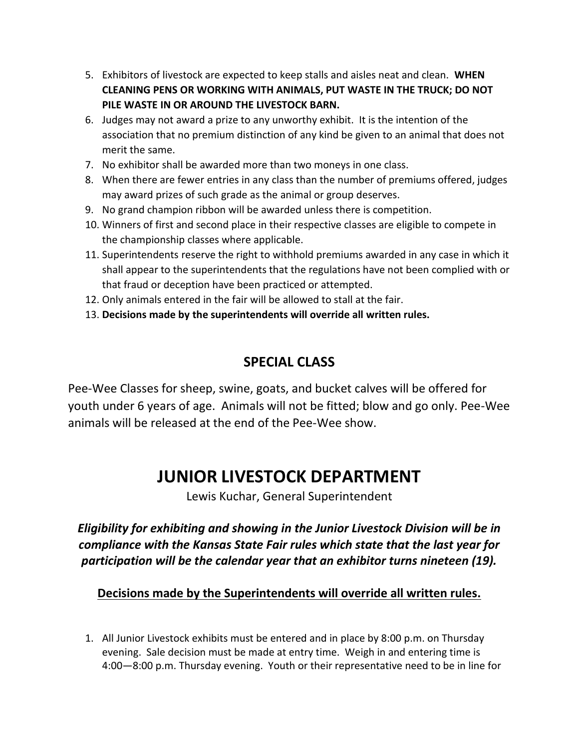5. Exhibitors of livestock are expected to keep stalls and aisles neat and clean. **WHEN CLEANING PENS OR WORKING WITH ANIMALS, PUT WASTE IN THE TRUCK; DO NOT PILE WASTE IN OR AROUND THE LIVESTOCK BARN.**
6. Judges may not award a prize to any unworthy exhibit. It is the intention of the association that no premium distinction of any kind be given to an animal that does not merit the same.
7. No exhibitor shall be awarded more than two moneys in one class.
8. When there are fewer entries in any class than the number of premiums offered, judges may award prizes of such grade as the animal or group deserves.
9. No grand champion ribbon will be awarded unless there is competition.
10. Winners of first and second place in their respective classes are eligible to compete in the championship classes where applicable.
11. Superintendents reserve the right to withhold premiums awarded in any case in which it shall appear to the superintendents that the regulations have not been complied with or that fraud or deception have been practiced or attempted.
12. Only animals entered in the fair will be allowed to stall at the fair.
13. **Decisions made by the superintendents will override all written rules.**

## SPECIAL CLASS

Pee-Wee Classes for sheep, swine, goats, and bucket calves will be offered for youth under 6 years of age. Animals will not be fitted; blow and go only. Pee-Wee animals will be released at the end of the Pee-Wee show.

# JUNIOR LIVESTOCK DEPARTMENT

Lewis Kuchar, General Superintendent

***Eligibility for exhibiting and showing in the Junior Livestock Division will be in compliance with the Kansas State Fair rules which state that the last year for participation will be the calendar year that an exhibitor turns nineteen (19).***

**Decisions made by the Superintendents will override all written rules.**

1. All Junior Livestock exhibits must be entered and in place by 8:00 p.m. on Thursday evening. Sale decision must be made at entry time. Weigh in and entering time is 4:00—8:00 p.m. Thursday evening. Youth or their representative need to be in line for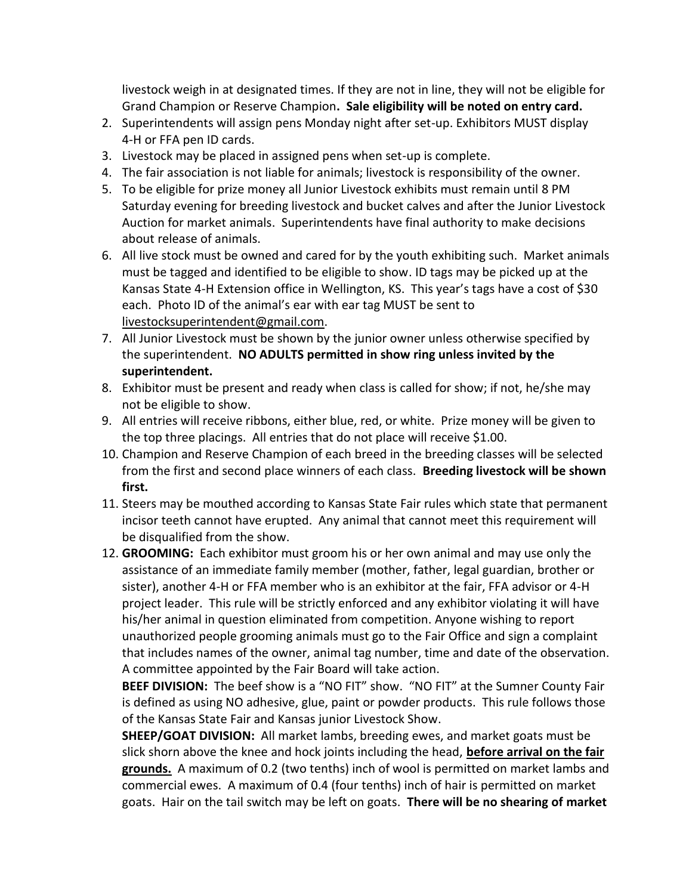livestock weigh in at designated times. If they are not in line, they will not be eligible for Grand Champion or Reserve Champion**. Sale eligibility will be noted on entry card.**

2. Superintendents will assign pens Monday night after set-up. Exhibitors MUST display 4-H or FFA pen ID cards.
3. Livestock may be placed in assigned pens when set-up is complete.
4. The fair association is not liable for animals; livestock is responsibility of the owner.
5. To be eligible for prize money all Junior Livestock exhibits must remain until 8 PM Saturday evening for breeding livestock and bucket calves and after the Junior Livestock Auction for market animals. Superintendents have final authority to make decisions about release of animals.
6. All live stock must be owned and cared for by the youth exhibiting such. Market animals must be tagged and identified to be eligible to show. ID tags may be picked up at the Kansas State 4-H Extension office in Wellington, KS. This year's tags have a cost of $30 each. Photo ID of the animal's ear with ear tag MUST be sent to livestocksuperintendent@gmail.com.
7. All Junior Livestock must be shown by the junior owner unless otherwise specified by the superintendent. **NO ADULTS permitted in show ring unless invited by the superintendent.**
8. Exhibitor must be present and ready when class is called for show; if not, he/she may not be eligible to show.
9. All entries will receive ribbons, either blue, red, or white. Prize money will be given to the top three placings. All entries that do not place will receive $1.00.
10. Champion and Reserve Champion of each breed in the breeding classes will be selected from the first and second place winners of each class. **Breeding livestock will be shown first.**
11. Steers may be mouthed according to Kansas State Fair rules which state that permanent incisor teeth cannot have erupted. Any animal that cannot meet this requirement will be disqualified from the show.
12. **GROOMING:** Each exhibitor must groom his or her own animal and may use only the assistance of an immediate family member (mother, father, legal guardian, brother or sister), another 4-H or FFA member who is an exhibitor at the fair, FFA advisor or 4-H project leader. This rule will be strictly enforced and any exhibitor violating it will have his/her animal in question eliminated from competition. Anyone wishing to report unauthorized people grooming animals must go to the Fair Office and sign a complaint that includes names of the owner, animal tag number, time and date of the observation. A committee appointed by the Fair Board will take action.

    **BEEF DIVISION:** The beef show is a "NO FIT" show. "NO FIT" at the Sumner County Fair is defined as using NO adhesive, glue, paint or powder products. This rule follows those of the Kansas State Fair and Kansas junior Livestock Show.

    **SHEEP/GOAT DIVISION:** All market lambs, breeding ewes, and market goats must be slick shorn above the knee and hock joints including the head, **before arrival on the fair grounds.** A maximum of 0.2 (two tenths) inch of wool is permitted on market lambs and commercial ewes. A maximum of 0.4 (four tenths) inch of hair is permitted on market goats. Hair on the tail switch may be left on goats. **There will be no shearing of market**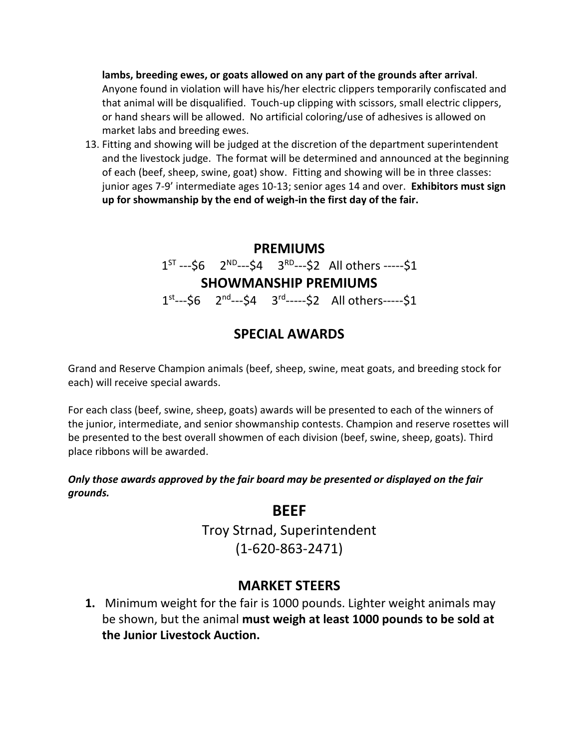**lambs, breeding ewes, or goats allowed on any part of the grounds after arrival**. Anyone found in violation will have his/her electric clippers temporarily confiscated and that animal will be disqualified. Touch-up clipping with scissors, small electric clippers, or hand shears will be allowed. No artificial coloring/use of adhesives is allowed on market labs and breeding ewes.

13. Fitting and showing will be judged at the discretion of the department superintendent and the livestock judge. The format will be determined and announced at the beginning of each (beef, sheep, swine, goat) show. Fitting and showing will be in three classes: junior ages 7-9' intermediate ages 10-13; senior ages 14 and over. **Exhibitors must sign up for showmanship by the end of weigh-in the first day of the fair.**

## PREMIUMS

1ST ---$6 2ND---$4 3RD---$2 All others -----$1

## SHOWMANSHIP PREMIUMS

1st---$6 2nd---$4 3rd-----$2 All others-----$1

## SPECIAL AWARDS

Grand and Reserve Champion animals (beef, sheep, swine, meat goats, and breeding stock for each) will receive special awards.

For each class (beef, swine, sheep, goats) awards will be presented to each of the winners of the junior, intermediate, and senior showmanship contests. Champion and reserve rosettes will be presented to the best overall showmen of each division (beef, swine, sheep, goats). Third place ribbons will be awarded.

***Only those awards approved by the fair board may be presented or displayed on the fair grounds.***

## BEEF

Troy Strnad, Superintendent
(1-620-863-2471)

## MARKET STEERS

1. Minimum weight for the fair is 1000 pounds. Lighter weight animals may be shown, but the animal **must weigh at least 1000 pounds to be sold at the Junior Livestock Auction.**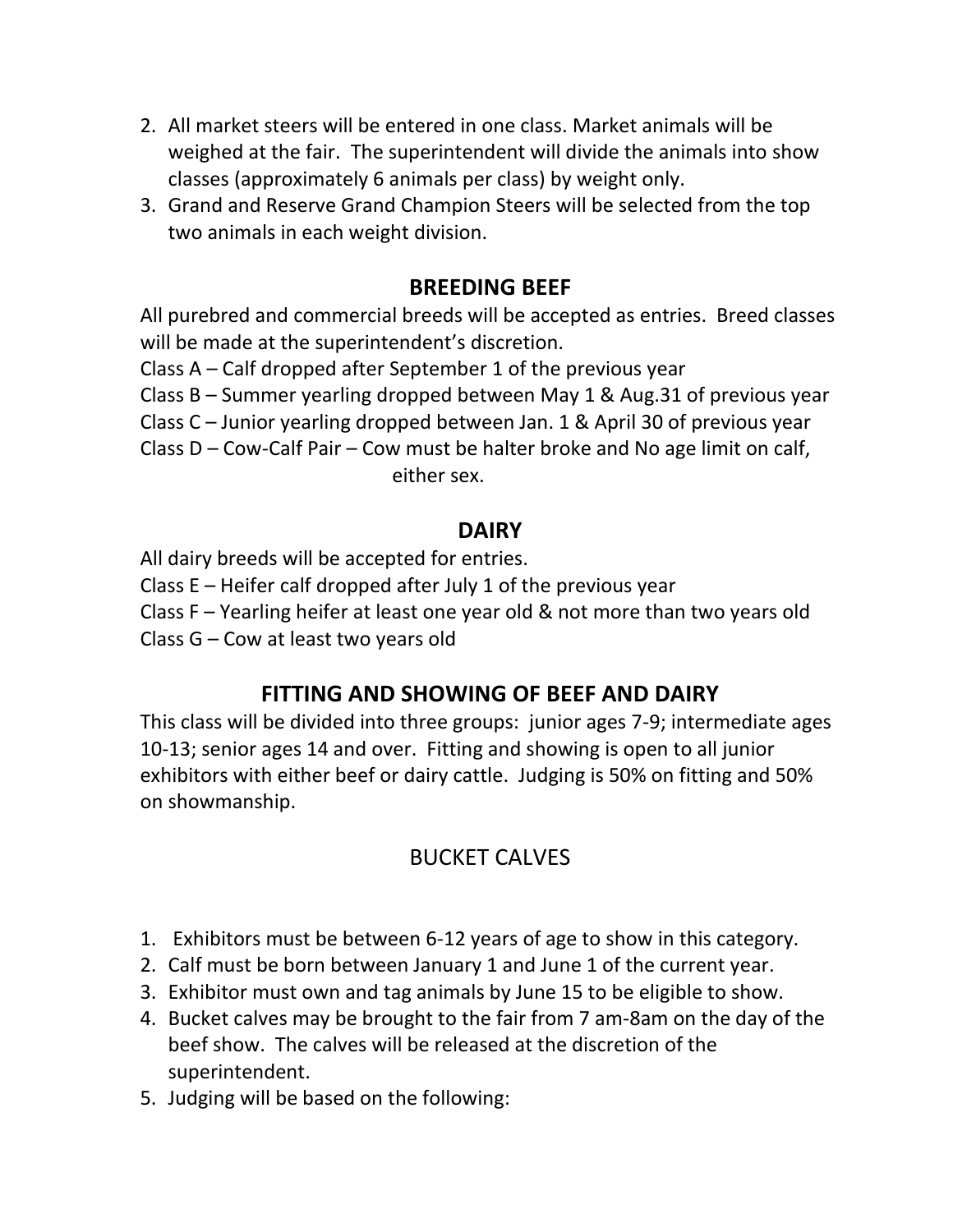2. All market steers will be entered in one class. Market animals will be weighed at the fair. The superintendent will divide the animals into show classes (approximately 6 animals per class) by weight only.
3. Grand and Reserve Grand Champion Steers will be selected from the top two animals in each weight division.

## BREEDING BEEF

All purebred and commercial breeds will be accepted as entries. Breed classes will be made at the superintendent's discretion.

Class A – Calf dropped after September 1 of the previous year
Class B – Summer yearling dropped between May 1 & Aug.31 of previous year
Class C – Junior yearling dropped between Jan. 1 & April 30 of previous year
Class D – Cow-Calf Pair – Cow must be halter broke and No age limit on calf, either sex.

## DAIRY

All dairy breeds will be accepted for entries.

Class E – Heifer calf dropped after July 1 of the previous year
Class F – Yearling heifer at least one year old & not more than two years old
Class G – Cow at least two years old

## FITTING AND SHOWING OF BEEF AND DAIRY

This class will be divided into three groups: junior ages 7-9; intermediate ages 10-13; senior ages 14 and over. Fitting and showing is open to all junior exhibitors with either beef or dairy cattle. Judging is 50% on fitting and 50% on showmanship.

## BUCKET CALVES

1. Exhibitors must be between 6-12 years of age to show in this category.
2. Calf must be born between January 1 and June 1 of the current year.
3. Exhibitor must own and tag animals by June 15 to be eligible to show.
4. Bucket calves may be brought to the fair from 7 am-8am on the day of the beef show. The calves will be released at the discretion of the superintendent.
5. Judging will be based on the following: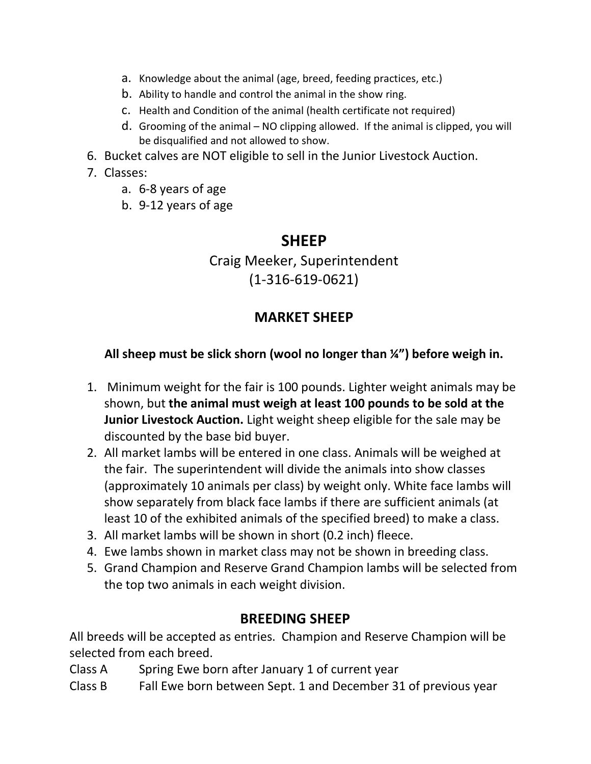a. Knowledge about the animal (age, breed, feeding practices, etc.)
   b. Ability to handle and control the animal in the show ring.
   c. Health and Condition of the animal (health certificate not required)
   d. Grooming of the animal – NO clipping allowed. If the animal is clipped, you will be disqualified and not allowed to show.
6. Bucket calves are NOT eligible to sell in the Junior Livestock Auction.
7. Classes:
   a. 6-8 years of age
   b. 9-12 years of age

## SHEEP

Craig Meeker, Superintendent
(1-316-619-0621)

### MARKET SHEEP

**All sheep must be slick shorn (wool no longer than ¼") before weigh in.**

1. Minimum weight for the fair is 100 pounds. Lighter weight animals may be shown, but **the animal must weigh at least 100 pounds to be sold at the Junior Livestock Auction.** Light weight sheep eligible for the sale may be discounted by the base bid buyer.
2. All market lambs will be entered in one class. Animals will be weighed at the fair. The superintendent will divide the animals into show classes (approximately 10 animals per class) by weight only. White face lambs will show separately from black face lambs if there are sufficient animals (at least 10 of the exhibited animals of the specified breed) to make a class.
3. All market lambs will be shown in short (0.2 inch) fleece.
4. Ewe lambs shown in market class may not be shown in breeding class.
5. Grand Champion and Reserve Grand Champion lambs will be selected from the top two animals in each weight division.

### BREEDING SHEEP

All breeds will be accepted as entries. Champion and Reserve Champion will be selected from each breed.

Class A Spring Ewe born after January 1 of current year
Class B Fall Ewe born between Sept. 1 and December 31 of previous year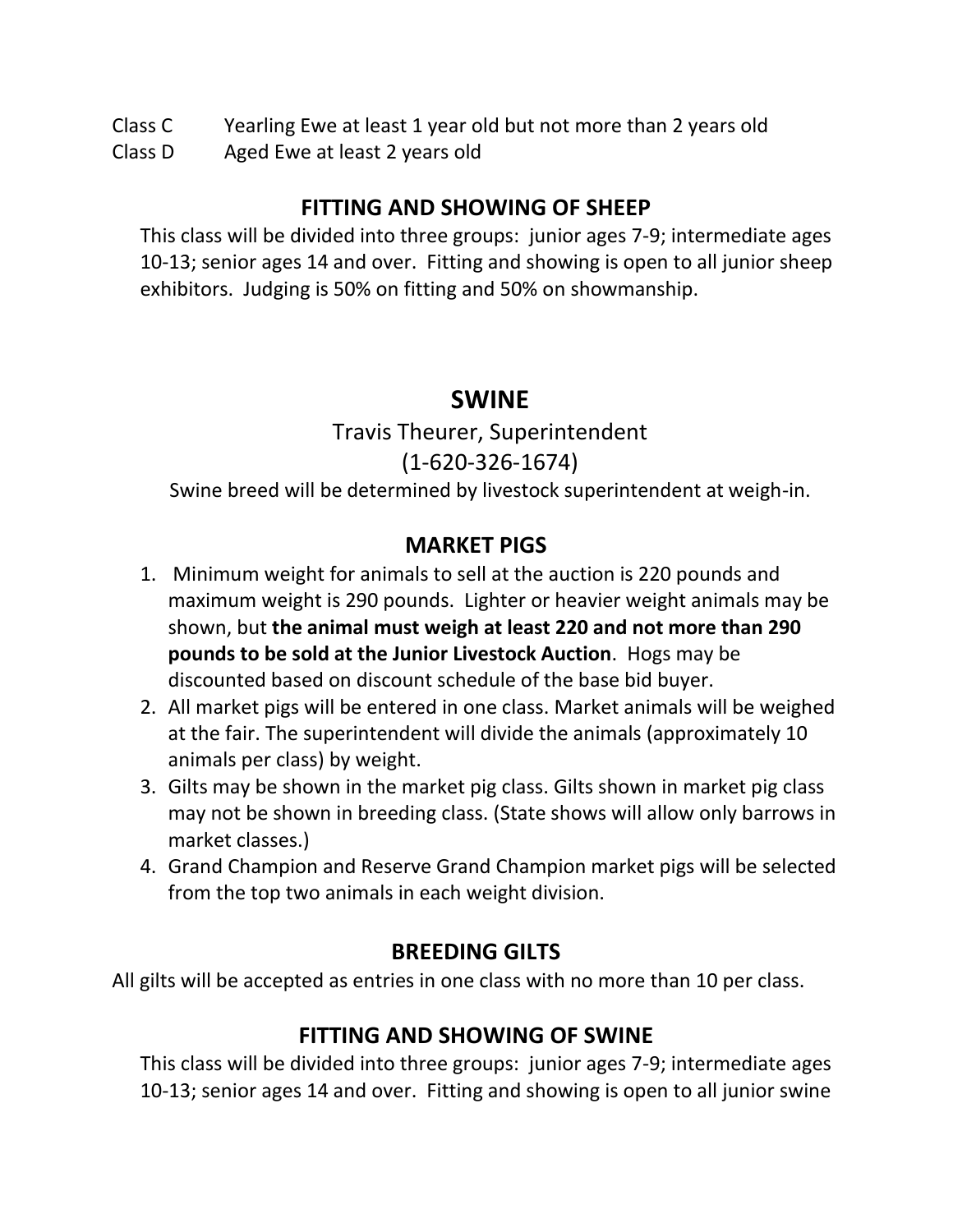Class C Yearling Ewe at least 1 year old but not more than 2 years old

Class D Aged Ewe at least 2 years old

### FITTING AND SHOWING OF SHEEP

This class will be divided into three groups: junior ages 7-9; intermediate ages 10-13; senior ages 14 and over. Fitting and showing is open to all junior sheep exhibitors. Judging is 50% on fitting and 50% on showmanship.

## SWINE

Travis Theurer, Superintendent

(1-620-326-1674)

Swine breed will be determined by livestock superintendent at weigh-in.

### MARKET PIGS

1. Minimum weight for animals to sell at the auction is 220 pounds and maximum weight is 290 pounds. Lighter or heavier weight animals may be shown, but **the animal must weigh at least 220 and not more than 290 pounds to be sold at the Junior Livestock Auction**. Hogs may be discounted based on discount schedule of the base bid buyer.
2. All market pigs will be entered in one class. Market animals will be weighed at the fair. The superintendent will divide the animals (approximately 10 animals per class) by weight.
3. Gilts may be shown in the market pig class. Gilts shown in market pig class may not be shown in breeding class. (State shows will allow only barrows in market classes.)
4. Grand Champion and Reserve Grand Champion market pigs will be selected from the top two animals in each weight division.

### BREEDING GILTS

All gilts will be accepted as entries in one class with no more than 10 per class.

### FITTING AND SHOWING OF SWINE

This class will be divided into three groups: junior ages 7-9; intermediate ages 10-13; senior ages 14 and over. Fitting and showing is open to all junior swine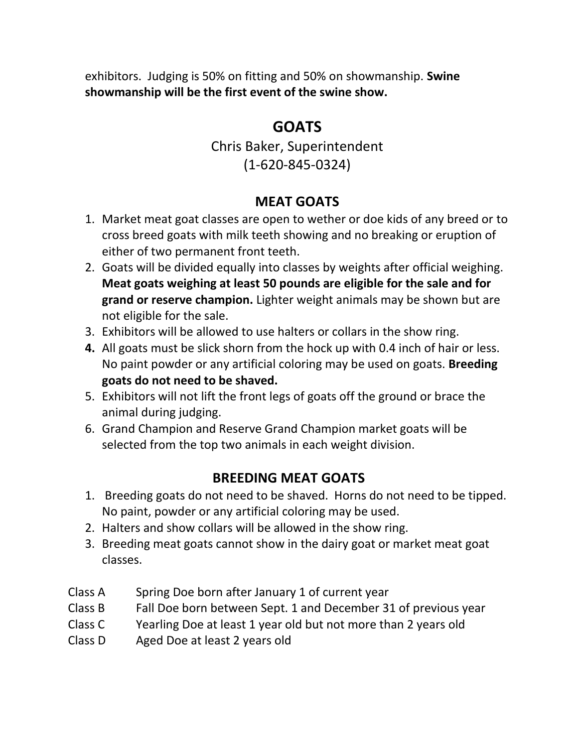exhibitors. Judging is 50% on fitting and 50% on showmanship. **Swine showmanship will be the first event of the swine show.**

# GOATS

Chris Baker, Superintendent
(1-620-845-0324)

## MEAT GOATS

1. Market meat goat classes are open to wether or doe kids of any breed or to cross breed goats with milk teeth showing and no breaking or eruption of either of two permanent front teeth.
2. Goats will be divided equally into classes by weights after official weighing. **Meat goats weighing at least 50 pounds are eligible for the sale and for grand or reserve champion.** Lighter weight animals may be shown but are not eligible for the sale.
3. Exhibitors will be allowed to use halters or collars in the show ring.
4. All goats must be slick shorn from the hock up with 0.4 inch of hair or less. No paint powder or any artificial coloring may be used on goats. **Breeding goats do not need to be shaved.**
5. Exhibitors will not lift the front legs of goats off the ground or brace the animal during judging.
6. Grand Champion and Reserve Grand Champion market goats will be selected from the top two animals in each weight division.

## BREEDING MEAT GOATS

1. Breeding goats do not need to be shaved. Horns do not need to be tipped. No paint, powder or any artificial coloring may be used.
2. Halters and show collars will be allowed in the show ring.
3. Breeding meat goats cannot show in the dairy goat or market meat goat classes.

Class A Spring Doe born after January 1 of current year
Class B Fall Doe born between Sept. 1 and December 31 of previous year
Class C Yearling Doe at least 1 year old but not more than 2 years old
Class D Aged Doe at least 2 years old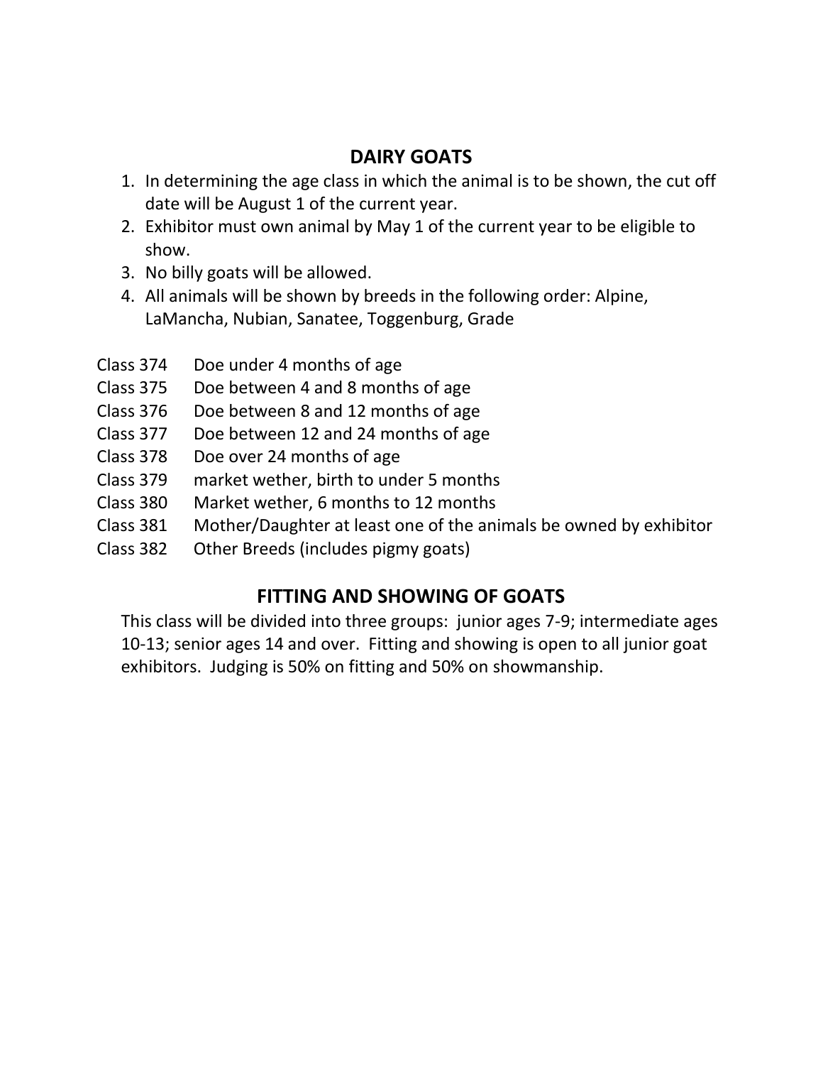## DAIRY GOATS

1. In determining the age class in which the animal is to be shown, the cut off date will be August 1 of the current year.
2. Exhibitor must own animal by May 1 of the current year to be eligible to show.
3. No billy goats will be allowed.
4. All animals will be shown by breeds in the following order: Alpine, LaMancha, Nubian, Sanatee, Toggenburg, Grade

| | |
|---|---|
| Class 374 | Doe under 4 months of age |
| Class 375 | Doe between 4 and 8 months of age |
| Class 376 | Doe between 8 and 12 months of age |
| Class 377 | Doe between 12 and 24 months of age |
| Class 378 | Doe over 24 months of age |
| Class 379 | market wether, birth to under 5 months |
| Class 380 | Market wether, 6 months to 12 months |
| Class 381 | Mother/Daughter at least one of the animals be owned by exhibitor |
| Class 382 | Other Breeds (includes pigmy goats) |

## FITTING AND SHOWING OF GOATS

This class will be divided into three groups: junior ages 7-9; intermediate ages 10-13; senior ages 14 and over. Fitting and showing is open to all junior goat exhibitors. Judging is 50% on fitting and 50% on showmanship.